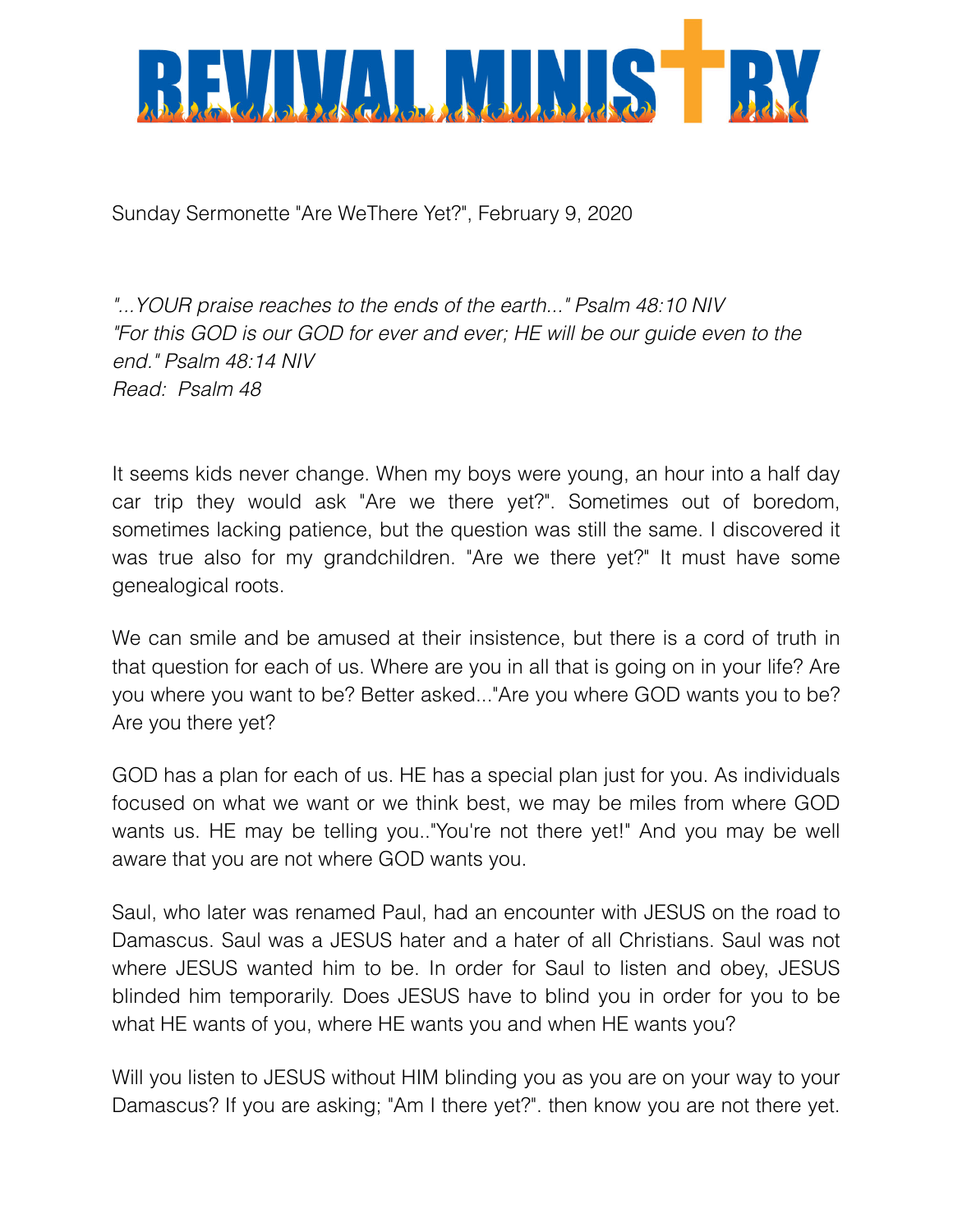# REVIVAL MINISTRY

Sunday Sermonette "Are WeThere Yet?", February 9, 2020

*"...YOUR praise reaches to the ends of the earth..." Psalm 48:10 NIV*
*"For this GOD is our GOD for ever and ever; HE will be our guide even to the end." Psalm 48:14 NIV*
*Read: Psalm 48*

It seems kids never change. When my boys were young, an hour into a half day car trip they would ask "Are we there yet?". Sometimes out of boredom, sometimes lacking patience, but the question was still the same. I discovered it was true also for my grandchildren. "Are we there yet?" It must have some genealogical roots.

We can smile and be amused at their insistence, but there is a cord of truth in that question for each of us. Where are you in all that is going on in your life? Are you where you want to be? Better asked..."Are you where GOD wants you to be? Are you there yet?

GOD has a plan for each of us. HE has a special plan just for you. As individuals focused on what we want or we think best, we may be miles from where GOD wants us. HE may be telling you.."You're not there yet!" And you may be well aware that you are not where GOD wants you.

Saul, who later was renamed Paul, had an encounter with JESUS on the road to Damascus. Saul was a JESUS hater and a hater of all Christians. Saul was not where JESUS wanted him to be. In order for Saul to listen and obey, JESUS blinded him temporarily. Does JESUS have to blind you in order for you to be what HE wants of you, where HE wants you and when HE wants you?

Will you listen to JESUS without HIM blinding you as you are on your way to your Damascus? If you are asking; "Am I there yet?". then know you are not there yet.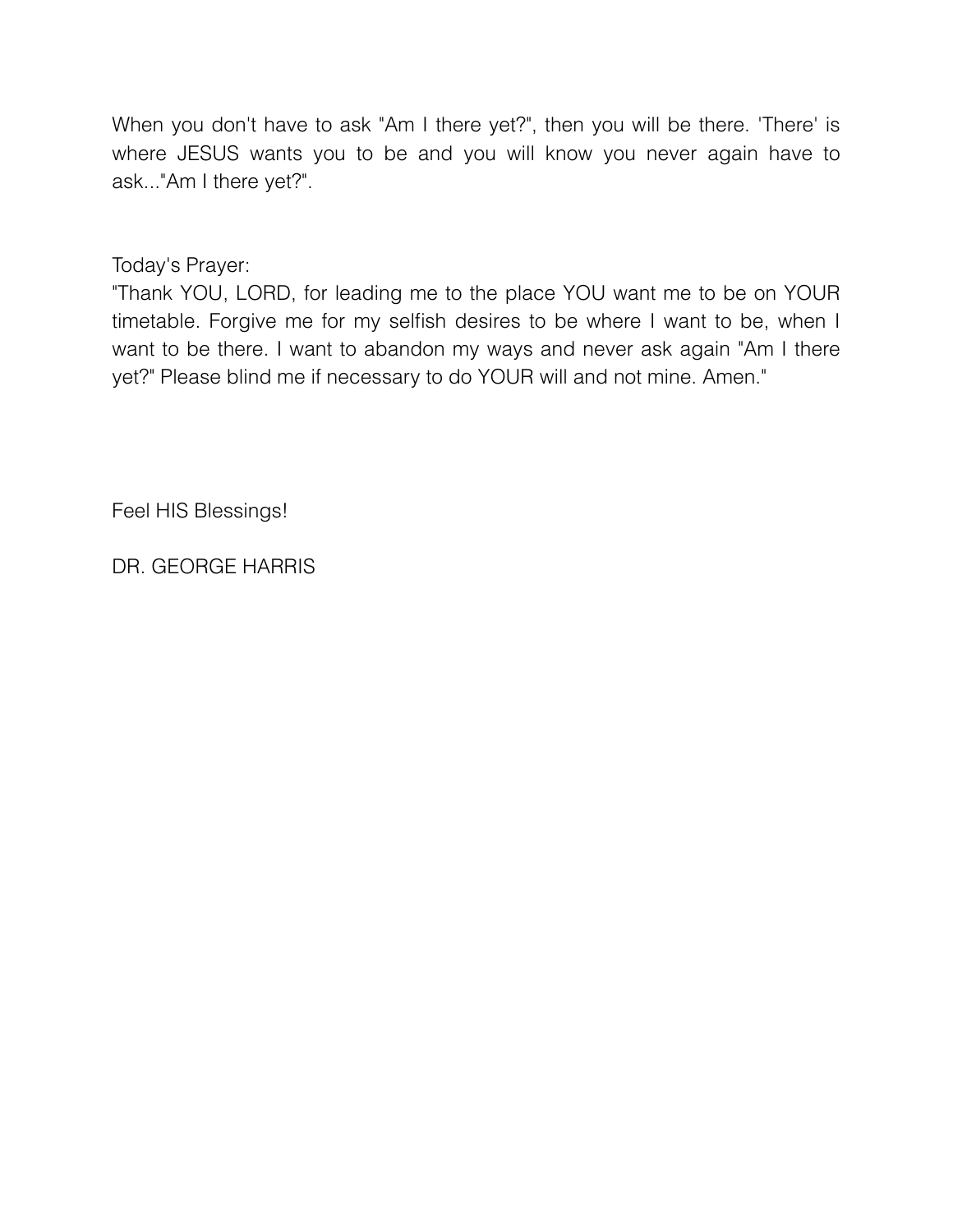When you don't have to ask "Am I there yet?", then you will be there. 'There' is where JESUS wants you to be and you will know you never again have to ask..."Am I there yet?".

Today's Prayer:
"Thank YOU, LORD, for leading me to the place YOU want me to be on YOUR timetable. Forgive me for my selfish desires to be where I want to be, when I want to be there. I want to abandon my ways and never ask again "Am I there yet?" Please blind me if necessary to do YOUR will and not mine. Amen."

Feel HIS Blessings!

DR. GEORGE HARRIS